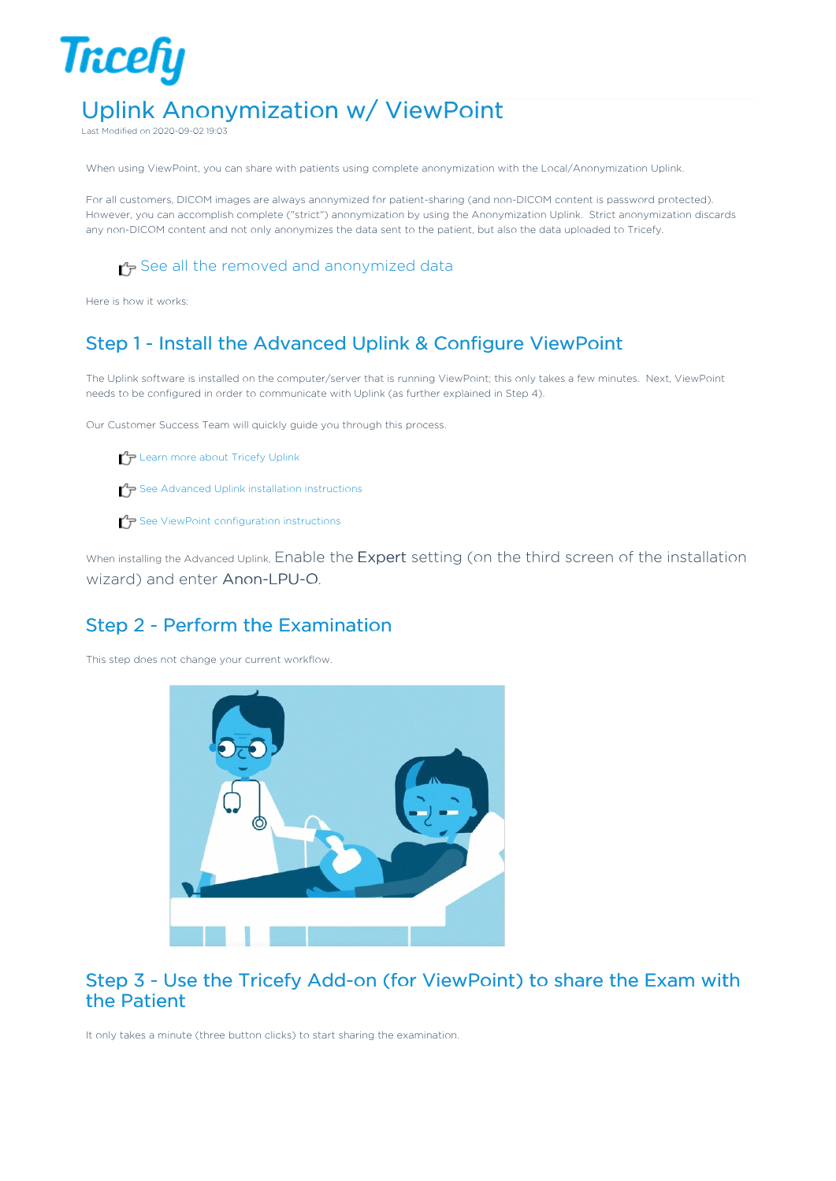# Uplink Anonymization w/ ViewPoint

Last Modified on 2020-09-02 19:03

When using ViewPoint, you can share with patients using complete anonymization with the Local/Anonymization Uplink.

For all customers, DICOM images are always anonymized for patient-sharing (and non-DICOM content is password protected). However, you can accomplish complete ("strict") anonymization by using the Anonymization Uplink. Strict anonymization discards any non-DICOM content and not only anonymizes the data sent to the patient, but also the data uploaded to Tricefy.

See all the removed and anonymized data

Here is how it works:

## Step 1 - Install the Advanced Uplink & Configure ViewPoint

The Uplink software is installed on the computer/server that is running ViewPoint; this only takes a few minutes. Next, ViewPoint needs to be configured in order to communicate with Uplink (as further explained in Step 4).

Our Customer Success Team will quickly guide you through this process.

- Learn more about Tricefy Uplink
- See Advanced Uplink installation instructions
- See ViewPoint configuration instructions

When installing the Advanced Uplink, Enable the **Expert** setting (on the third screen of the installation wizard) and enter **Anon-LPU-O**.

## Step 2 - Perform the Examination

This step does not change your current workflow.

## Step 3 - Use the Tricefy Add-on (for ViewPoint) to share the Exam with the Patient

It only takes a minute (three button clicks) to start sharing the examination.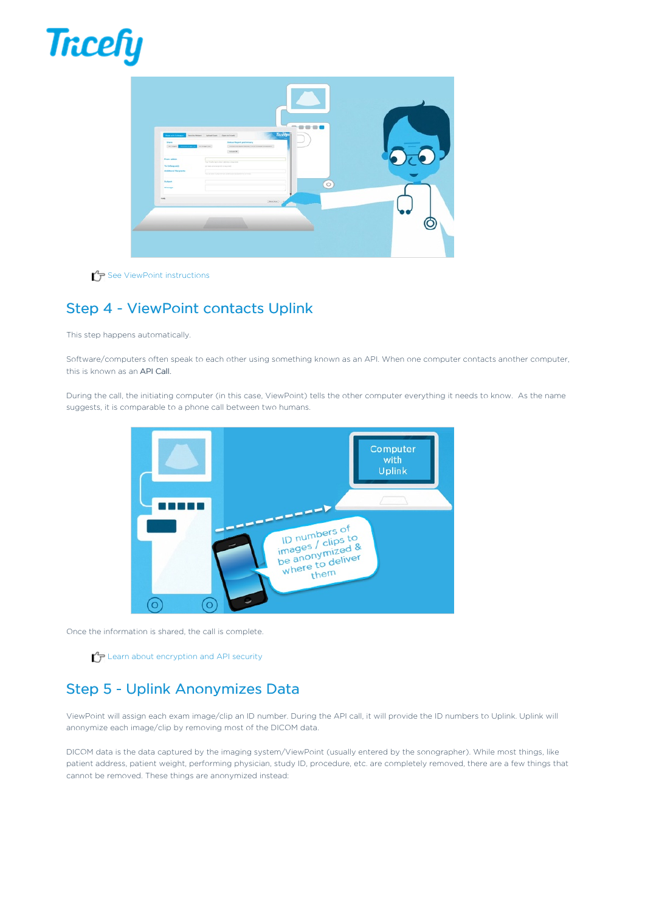See ViewPoint instructions

## Step 4 - ViewPoint contacts Uplink

This step happens automatically.

Software/computers often speak to each other using something known as an API. When one computer contacts another computer, this is known as an API Call.

During the call, the initiating computer (in this case, ViewPoint) tells the other computer everything it needs to know. As the name suggests, it is comparable to a phone call between two humans.

Once the information is shared, the call is complete.

Learn about encryption and API security

## Step 5 - Uplink Anonymizes Data

ViewPoint will assign each exam image/clip an ID number. During the API call, it will provide the ID numbers to Uplink. Uplink will anonymize each image/clip by removing most of the DICOM data.

DICOM data is the data captured by the imaging system/ViewPoint (usually entered by the sonographer). While most things, like patient address, patient weight, performing physician, study ID, procedure, etc. are completely removed, there are a few things that cannot be removed. These things are anonymized instead: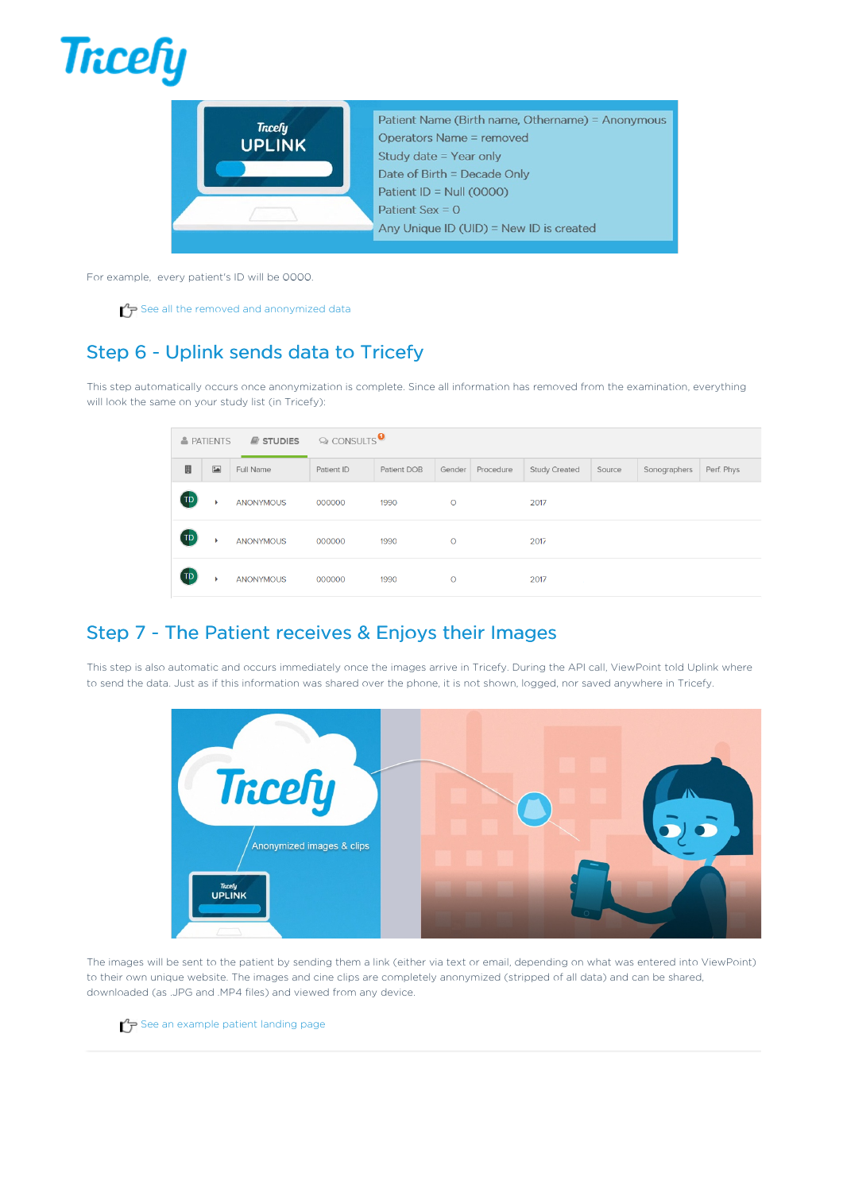For example, every patient's ID will be 0000.

See all the removed and anonymized data

## Step 6 - Uplink sends data to Tricefy

This step automatically occurs once anonymization is complete. Since all information has removed from the examination, everything will look the same on your study list (in Tricefy):

| | | Full Name | Patient ID | Patient DOB | Gender | Procedure | Study Created | Source | Sonographers | Perf. Phys |
|---|---|---|---|---|---|---|---|---|---|---|
| TD | ▸ | ANONYMOUS | 000000 | 1990 | O | | 2017 | | | |
| TD | ▸ | ANONYMOUS | 000000 | 1990 | O | | 2017 | | | |
| TD | ▸ | ANONYMOUS | 000000 | 1990 | O | | 2017 | | | |

## Step 7 - The Patient receives & Enjoys their Images

This step is also automatic and occurs immediately once the images arrive in Tricefy. During the API call, ViewPoint told Uplink where to send the data. Just as if this information was shared over the phone, it is not shown, logged, nor saved anywhere in Tricefy.

The images will be sent to the patient by sending them a link (either via text or email, depending on what was entered into ViewPoint) to their own unique website. The images and cine clips are completely anonymized (stripped of all data) and can be shared, downloaded (as .JPG and .MP4 files) and viewed from any device.

See an example patient landing page